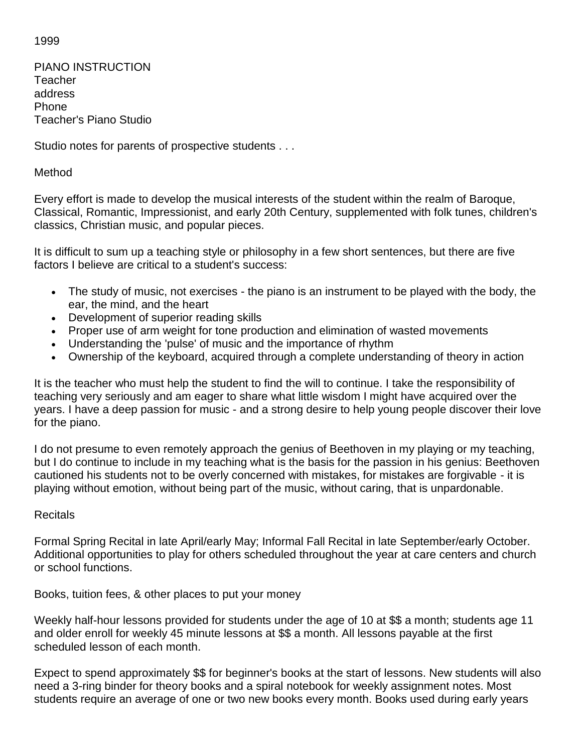1999

PIANO INSTRUCTION
Teacher
address
Phone
Teacher's Piano Studio

Studio notes for parents of prospective students . . .

## Method

Every effort is made to develop the musical interests of the student within the realm of Baroque, Classical, Romantic, Impressionist, and early 20th Century, supplemented with folk tunes, children's classics, Christian music, and popular pieces.

It is difficult to sum up a teaching style or philosophy in a few short sentences, but there are five factors I believe are critical to a student's success:

- The study of music, not exercises - the piano is an instrument to be played with the body, the ear, the mind, and the heart
- Development of superior reading skills
- Proper use of arm weight for tone production and elimination of wasted movements
- Understanding the 'pulse' of music and the importance of rhythm
- Ownership of the keyboard, acquired through a complete understanding of theory in action

It is the teacher who must help the student to find the will to continue. I take the responsibility of teaching very seriously and am eager to share what little wisdom I might have acquired over the years. I have a deep passion for music - and a strong desire to help young people discover their love for the piano.

I do not presume to even remotely approach the genius of Beethoven in my playing or my teaching, but I do continue to include in my teaching what is the basis for the passion in his genius: Beethoven cautioned his students not to be overly concerned with mistakes, for mistakes are forgivable - it is playing without emotion, without being part of the music, without caring, that is unpardonable.

## Recitals

Formal Spring Recital in late April/early May; Informal Fall Recital in late September/early October. Additional opportunities to play for others scheduled throughout the year at care centers and church or school functions.

## Books, tuition fees, & other places to put your money

Weekly half-hour lessons provided for students under the age of 10 at $$ a month; students age 11 and older enroll for weekly 45 minute lessons at $$ a month. All lessons payable at the first scheduled lesson of each month.

Expect to spend approximately $$ for beginner's books at the start of lessons. New students will also need a 3-ring binder for theory books and a spiral notebook for weekly assignment notes. Most students require an average of one or two new books every month. Books used during early years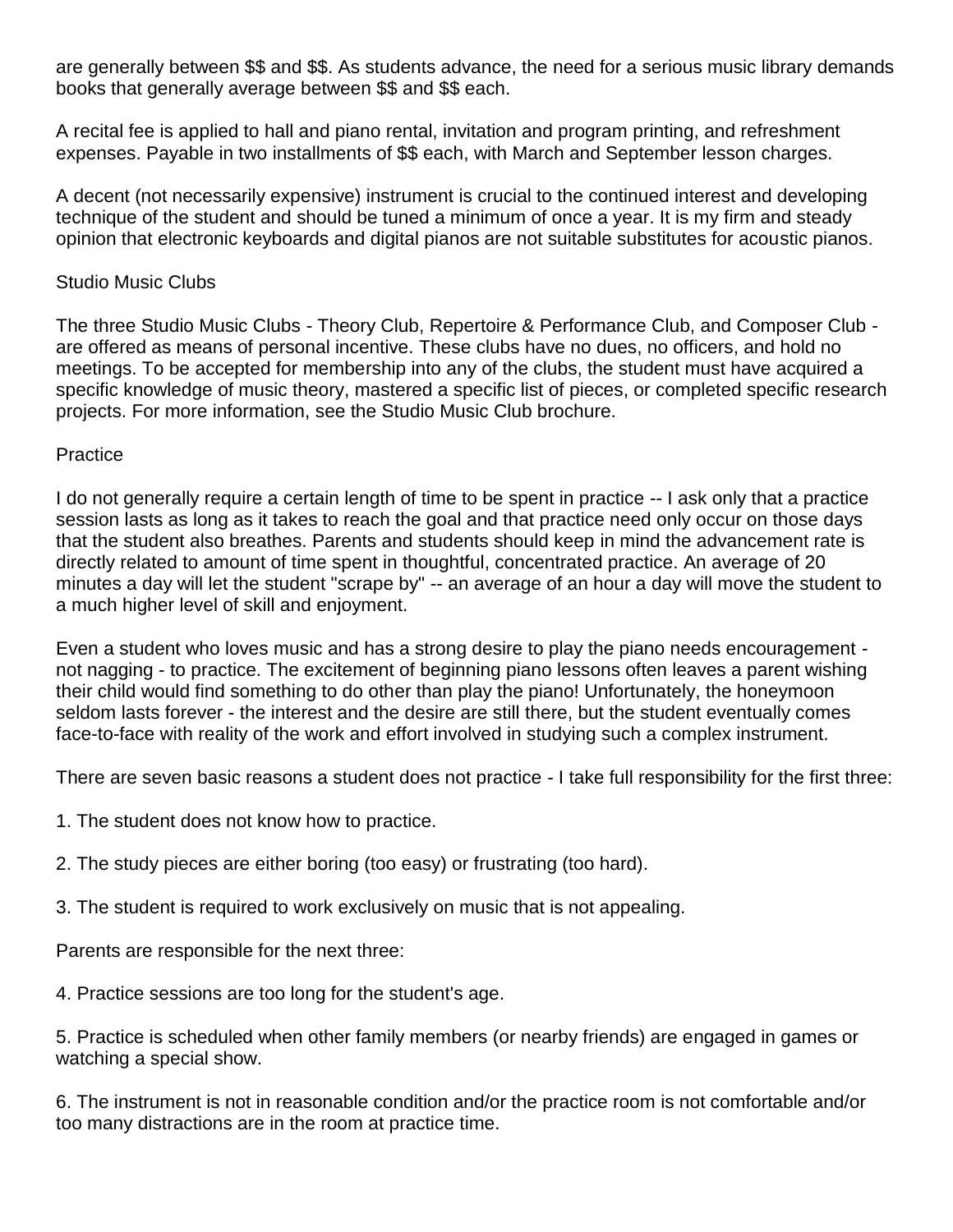are generally between $$ and $$. As students advance, the need for a serious music library demands books that generally average between $$ and $$ each.

A recital fee is applied to hall and piano rental, invitation and program printing, and refreshment expenses. Payable in two installments of $$ each, with March and September lesson charges.

A decent (not necessarily expensive) instrument is crucial to the continued interest and developing technique of the student and should be tuned a minimum of once a year. It is my firm and steady opinion that electronic keyboards and digital pianos are not suitable substitutes for acoustic pianos.

## Studio Music Clubs

The three Studio Music Clubs - Theory Club, Repertoire & Performance Club, and Composer Club - are offered as means of personal incentive. These clubs have no dues, no officers, and hold no meetings. To be accepted for membership into any of the clubs, the student must have acquired a specific knowledge of music theory, mastered a specific list of pieces, or completed specific research projects. For more information, see the Studio Music Club brochure.

## Practice

I do not generally require a certain length of time to be spent in practice -- I ask only that a practice session lasts as long as it takes to reach the goal and that practice need only occur on those days that the student also breathes. Parents and students should keep in mind the advancement rate is directly related to amount of time spent in thoughtful, concentrated practice. An average of 20 minutes a day will let the student "scrape by" -- an average of an hour a day will move the student to a much higher level of skill and enjoyment.

Even a student who loves music and has a strong desire to play the piano needs encouragement - not nagging - to practice. The excitement of beginning piano lessons often leaves a parent wishing their child would find something to do other than play the piano! Unfortunately, the honeymoon seldom lasts forever - the interest and the desire are still there, but the student eventually comes face-to-face with reality of the work and effort involved in studying such a complex instrument.

There are seven basic reasons a student does not practice - I take full responsibility for the first three:

1. The student does not know how to practice.

2. The study pieces are either boring (too easy) or frustrating (too hard).

3. The student is required to work exclusively on music that is not appealing.

Parents are responsible for the next three:

4. Practice sessions are too long for the student's age.

5. Practice is scheduled when other family members (or nearby friends) are engaged in games or watching a special show.

6. The instrument is not in reasonable condition and/or the practice room is not comfortable and/or too many distractions are in the room at practice time.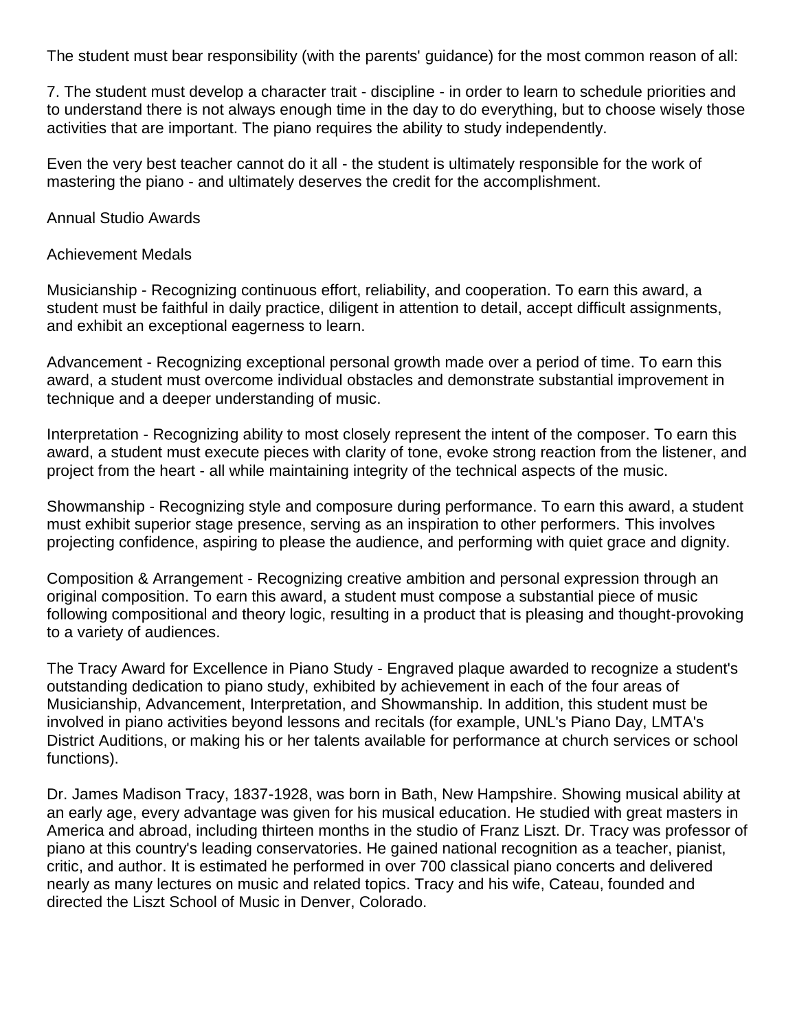The student must bear responsibility (with the parents' guidance) for the most common reason of all:

7. The student must develop a character trait - discipline - in order to learn to schedule priorities and to understand there is not always enough time in the day to do everything, but to choose wisely those activities that are important. The piano requires the ability to study independently.

Even the very best teacher cannot do it all - the student is ultimately responsible for the work of mastering the piano - and ultimately deserves the credit for the accomplishment.

## Annual Studio Awards

### Achievement Medals

Musicianship - Recognizing continuous effort, reliability, and cooperation. To earn this award, a student must be faithful in daily practice, diligent in attention to detail, accept difficult assignments, and exhibit an exceptional eagerness to learn.

Advancement - Recognizing exceptional personal growth made over a period of time. To earn this award, a student must overcome individual obstacles and demonstrate substantial improvement in technique and a deeper understanding of music.

Interpretation - Recognizing ability to most closely represent the intent of the composer. To earn this award, a student must execute pieces with clarity of tone, evoke strong reaction from the listener, and project from the heart - all while maintaining integrity of the technical aspects of the music.

Showmanship - Recognizing style and composure during performance. To earn this award, a student must exhibit superior stage presence, serving as an inspiration to other performers. This involves projecting confidence, aspiring to please the audience, and performing with quiet grace and dignity.

Composition & Arrangement - Recognizing creative ambition and personal expression through an original composition. To earn this award, a student must compose a substantial piece of music following compositional and theory logic, resulting in a product that is pleasing and thought-provoking to a variety of audiences.

The Tracy Award for Excellence in Piano Study - Engraved plaque awarded to recognize a student's outstanding dedication to piano study, exhibited by achievement in each of the four areas of Musicianship, Advancement, Interpretation, and Showmanship. In addition, this student must be involved in piano activities beyond lessons and recitals (for example, UNL's Piano Day, LMTA's District Auditions, or making his or her talents available for performance at church services or school functions).

Dr. James Madison Tracy, 1837-1928, was born in Bath, New Hampshire. Showing musical ability at an early age, every advantage was given for his musical education. He studied with great masters in America and abroad, including thirteen months in the studio of Franz Liszt. Dr. Tracy was professor of piano at this country's leading conservatories. He gained national recognition as a teacher, pianist, critic, and author. It is estimated he performed in over 700 classical piano concerts and delivered nearly as many lectures on music and related topics. Tracy and his wife, Cateau, founded and directed the Liszt School of Music in Denver, Colorado.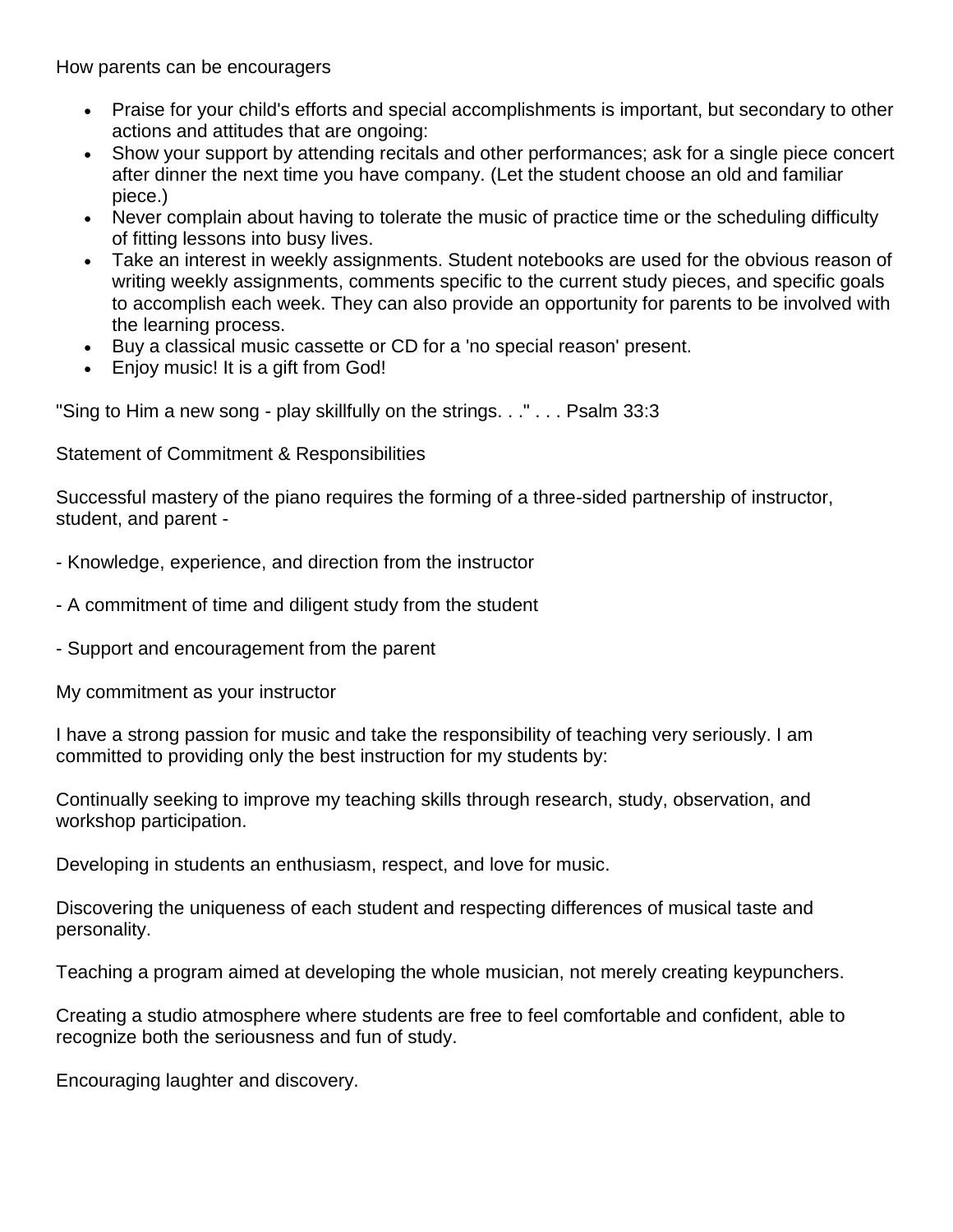## How parents can be encouragers

- Praise for your child's efforts and special accomplishments is important, but secondary to other actions and attitudes that are ongoing:
- Show your support by attending recitals and other performances; ask for a single piece concert after dinner the next time you have company. (Let the student choose an old and familiar piece.)
- Never complain about having to tolerate the music of practice time or the scheduling difficulty of fitting lessons into busy lives.
- Take an interest in weekly assignments. Student notebooks are used for the obvious reason of writing weekly assignments, comments specific to the current study pieces, and specific goals to accomplish each week. They can also provide an opportunity for parents to be involved with the learning process.
- Buy a classical music cassette or CD for a 'no special reason' present.
- Enjoy music! It is a gift from God!

"Sing to Him a new song - play skillfully on the strings. . ." . . . Psalm 33:3

## Statement of Commitment & Responsibilities

Successful mastery of the piano requires the forming of a three-sided partnership of instructor, student, and parent -

- Knowledge, experience, and direction from the instructor

- A commitment of time and diligent study from the student

- Support and encouragement from the parent

### My commitment as your instructor

I have a strong passion for music and take the responsibility of teaching very seriously. I am committed to providing only the best instruction for my students by:

Continually seeking to improve my teaching skills through research, study, observation, and workshop participation.

Developing in students an enthusiasm, respect, and love for music.

Discovering the uniqueness of each student and respecting differences of musical taste and personality.

Teaching a program aimed at developing the whole musician, not merely creating keypunchers.

Creating a studio atmosphere where students are free to feel comfortable and confident, able to recognize both the seriousness and fun of study.

Encouraging laughter and discovery.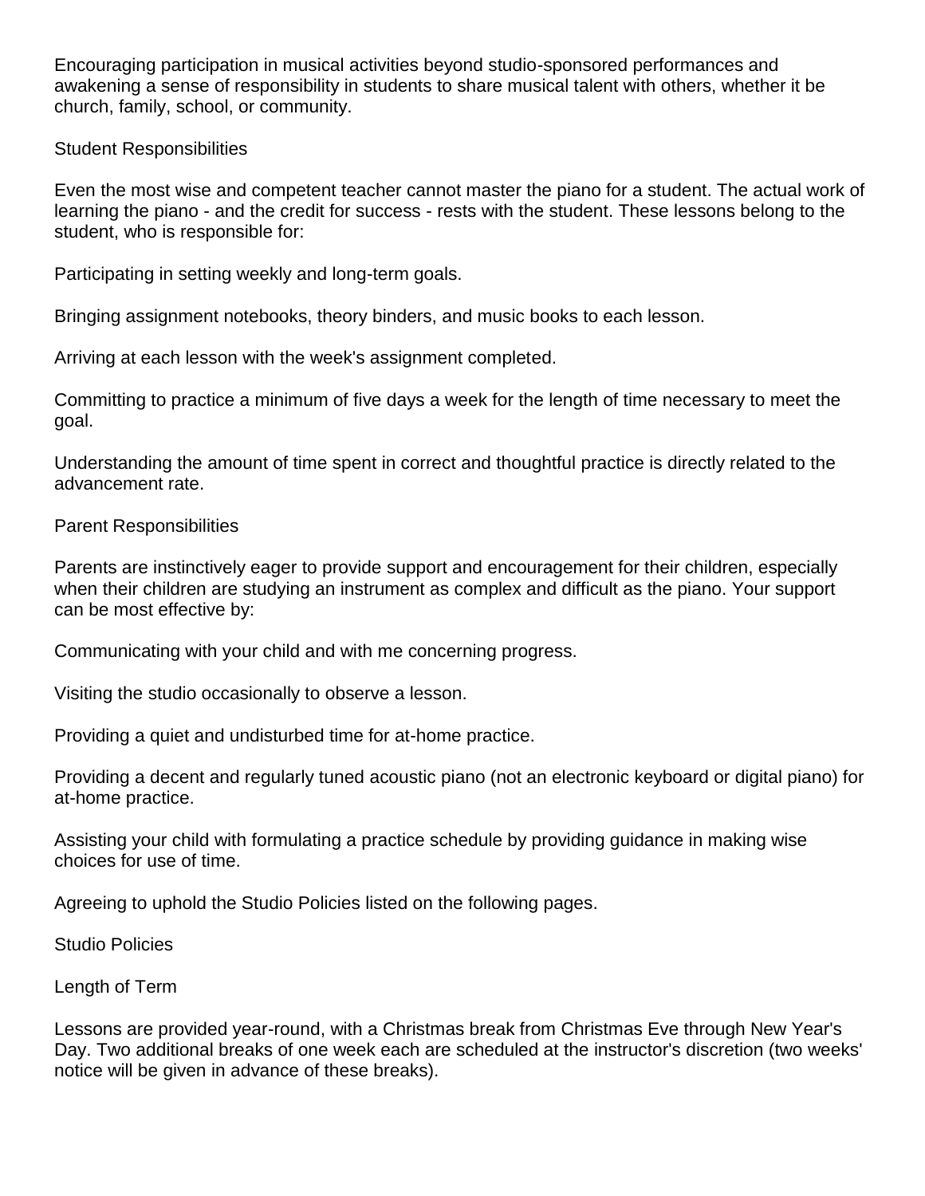Encouraging participation in musical activities beyond studio-sponsored performances and awakening a sense of responsibility in students to share musical talent with others, whether it be church, family, school, or community.

## Student Responsibilities

Even the most wise and competent teacher cannot master the piano for a student. The actual work of learning the piano - and the credit for success - rests with the student. These lessons belong to the student, who is responsible for:

Participating in setting weekly and long-term goals.

Bringing assignment notebooks, theory binders, and music books to each lesson.

Arriving at each lesson with the week's assignment completed.

Committing to practice a minimum of five days a week for the length of time necessary to meet the goal.

Understanding the amount of time spent in correct and thoughtful practice is directly related to the advancement rate.

## Parent Responsibilities

Parents are instinctively eager to provide support and encouragement for their children, especially when their children are studying an instrument as complex and difficult as the piano. Your support can be most effective by:

Communicating with your child and with me concerning progress.

Visiting the studio occasionally to observe a lesson.

Providing a quiet and undisturbed time for at-home practice.

Providing a decent and regularly tuned acoustic piano (not an electronic keyboard or digital piano) for at-home practice.

Assisting your child with formulating a practice schedule by providing guidance in making wise choices for use of time.

Agreeing to uphold the Studio Policies listed on the following pages.

## Studio Policies

### Length of Term

Lessons are provided year-round, with a Christmas break from Christmas Eve through New Year's Day. Two additional breaks of one week each are scheduled at the instructor's discretion (two weeks' notice will be given in advance of these breaks).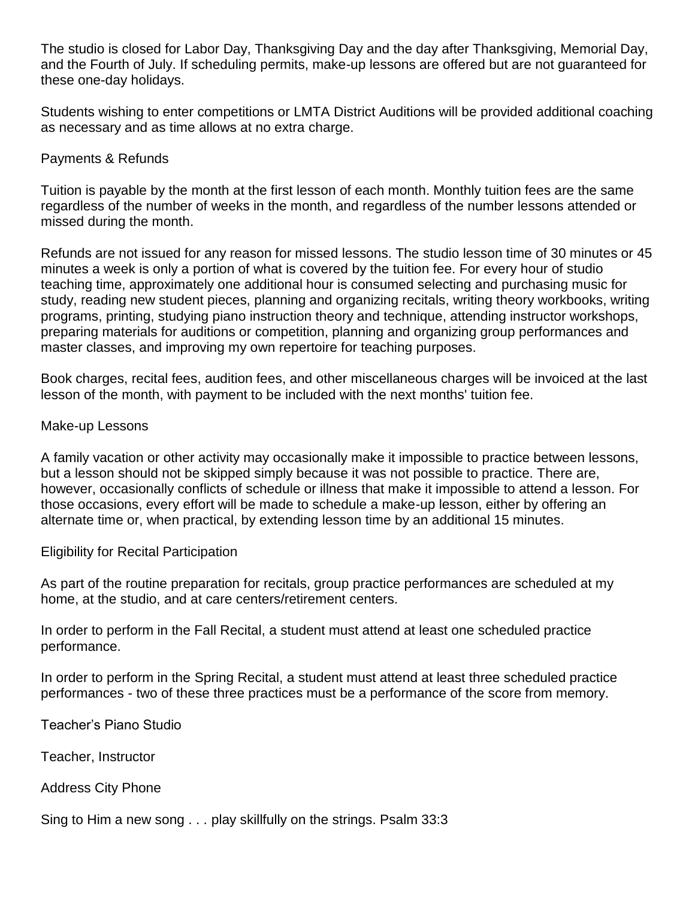The studio is closed for Labor Day, Thanksgiving Day and the day after Thanksgiving, Memorial Day, and the Fourth of July. If scheduling permits, make-up lessons are offered but are not guaranteed for these one-day holidays.

Students wishing to enter competitions or LMTA District Auditions will be provided additional coaching as necessary and as time allows at no extra charge.

## Payments & Refunds

Tuition is payable by the month at the first lesson of each month. Monthly tuition fees are the same regardless of the number of weeks in the month, and regardless of the number lessons attended or missed during the month.

Refunds are not issued for any reason for missed lessons. The studio lesson time of 30 minutes or 45 minutes a week is only a portion of what is covered by the tuition fee. For every hour of studio teaching time, approximately one additional hour is consumed selecting and purchasing music for study, reading new student pieces, planning and organizing recitals, writing theory workbooks, writing programs, printing, studying piano instruction theory and technique, attending instructor workshops, preparing materials for auditions or competition, planning and organizing group performances and master classes, and improving my own repertoire for teaching purposes.

Book charges, recital fees, audition fees, and other miscellaneous charges will be invoiced at the last lesson of the month, with payment to be included with the next months' tuition fee.

## Make-up Lessons

A family vacation or other activity may occasionally make it impossible to practice between lessons, but a lesson should not be skipped simply because it was not possible to practice. There are, however, occasionally conflicts of schedule or illness that make it impossible to attend a lesson. For those occasions, every effort will be made to schedule a make-up lesson, either by offering an alternate time or, when practical, by extending lesson time by an additional 15 minutes.

## Eligibility for Recital Participation

As part of the routine preparation for recitals, group practice performances are scheduled at my home, at the studio, and at care centers/retirement centers.

In order to perform in the Fall Recital, a student must attend at least one scheduled practice performance.

In order to perform in the Spring Recital, a student must attend at least three scheduled practice performances - two of these three practices must be a performance of the score from memory.

Teacher's Piano Studio

Teacher, Instructor

Address City Phone

Sing to Him a new song . . . play skillfully on the strings. Psalm 33:3